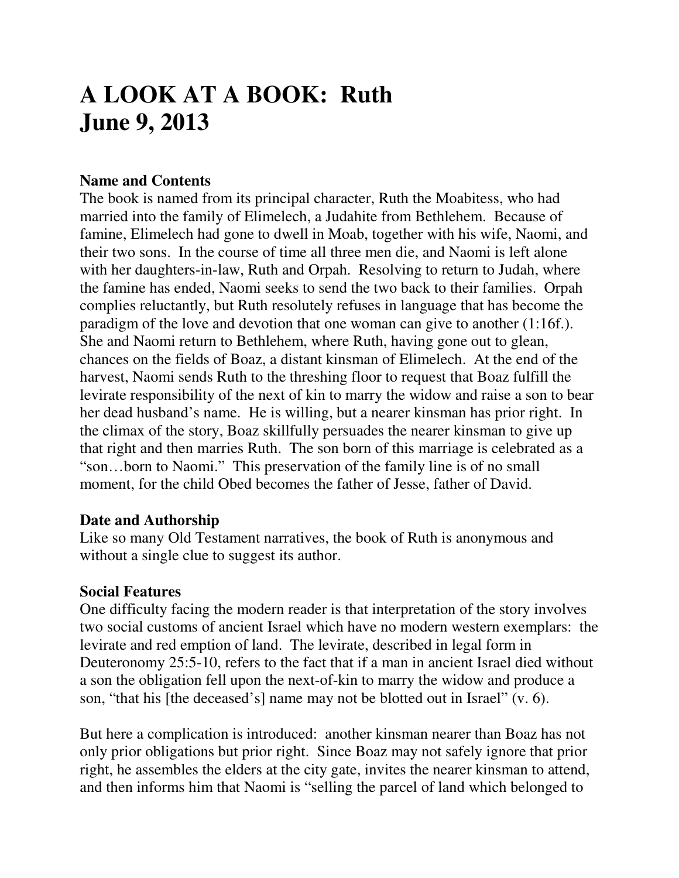# A LOOK AT A BOOK: Ruth
# June 9, 2013

**Name and Contents**

The book is named from its principal character, Ruth the Moabitess, who had married into the family of Elimelech, a Judahite from Bethlehem. Because of famine, Elimelech had gone to dwell in Moab, together with his wife, Naomi, and their two sons. In the course of time all three men die, and Naomi is left alone with her daughters-in-law, Ruth and Orpah. Resolving to return to Judah, where the famine has ended, Naomi seeks to send the two back to their families. Orpah complies reluctantly, but Ruth resolutely refuses in language that has become the paradigm of the love and devotion that one woman can give to another (1:16f.). She and Naomi return to Bethlehem, where Ruth, having gone out to glean, chances on the fields of Boaz, a distant kinsman of Elimelech. At the end of the harvest, Naomi sends Ruth to the threshing floor to request that Boaz fulfill the levirate responsibility of the next of kin to marry the widow and raise a son to bear her dead husband's name. He is willing, but a nearer kinsman has prior right. In the climax of the story, Boaz skillfully persuades the nearer kinsman to give up that right and then marries Ruth. The son born of this marriage is celebrated as a "son…born to Naomi." This preservation of the family line is of no small moment, for the child Obed becomes the father of Jesse, father of David.

**Date and Authorship**

Like so many Old Testament narratives, the book of Ruth is anonymous and without a single clue to suggest its author.

**Social Features**

One difficulty facing the modern reader is that interpretation of the story involves two social customs of ancient Israel which have no modern western exemplars: the levirate and red emption of land. The levirate, described in legal form in Deuteronomy 25:5-10, refers to the fact that if a man in ancient Israel died without a son the obligation fell upon the next-of-kin to marry the widow and produce a son, "that his [the deceased's] name may not be blotted out in Israel" (v. 6).

But here a complication is introduced: another kinsman nearer than Boaz has not only prior obligations but prior right. Since Boaz may not safely ignore that prior right, he assembles the elders at the city gate, invites the nearer kinsman to attend, and then informs him that Naomi is "selling the parcel of land which belonged to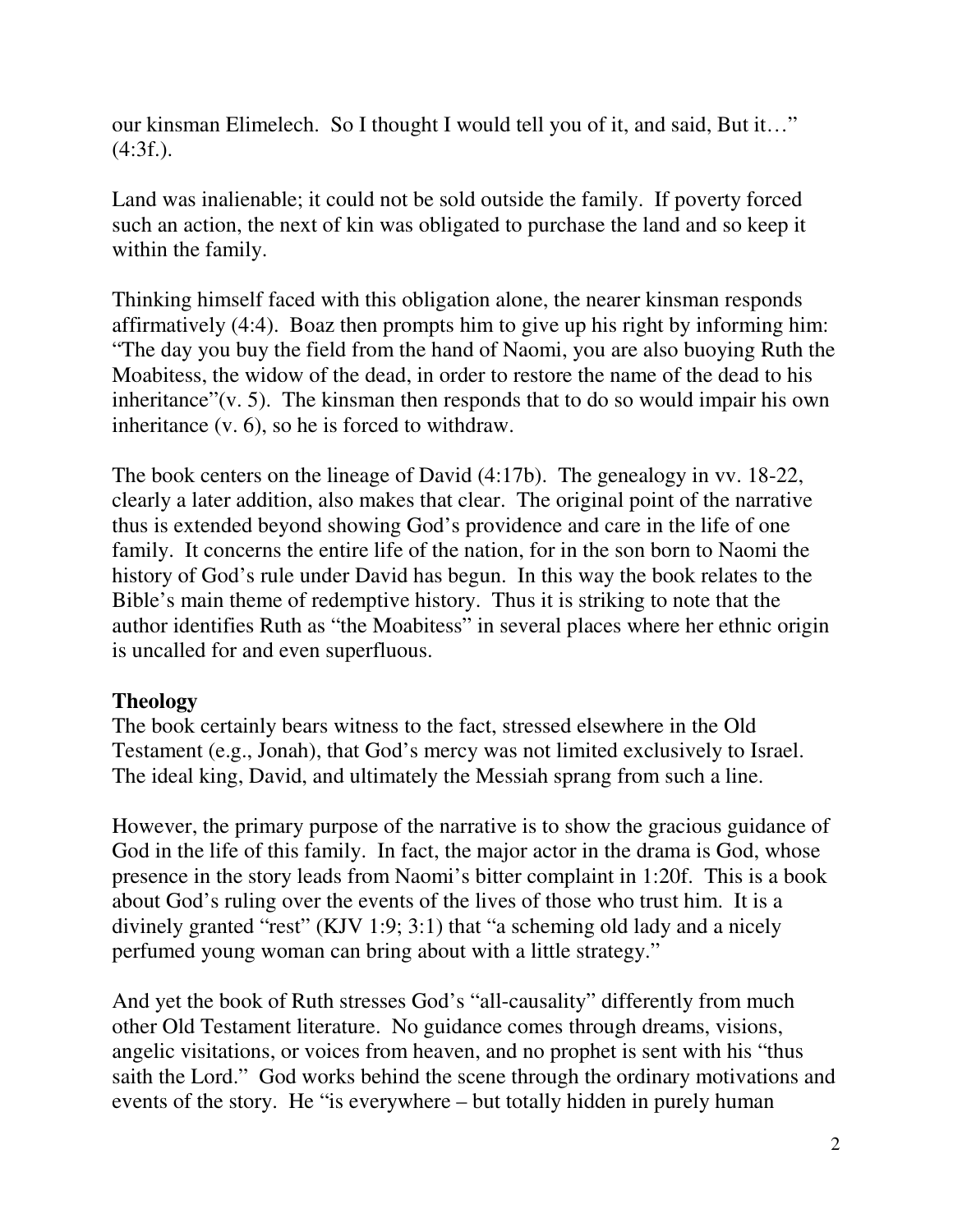our kinsman Elimelech. So I thought I would tell you of it, and said, But it…" (4:3f.).

Land was inalienable; it could not be sold outside the family. If poverty forced such an action, the next of kin was obligated to purchase the land and so keep it within the family.

Thinking himself faced with this obligation alone, the nearer kinsman responds affirmatively (4:4). Boaz then prompts him to give up his right by informing him: "The day you buy the field from the hand of Naomi, you are also buoying Ruth the Moabitess, the widow of the dead, in order to restore the name of the dead to his inheritance"(v. 5). The kinsman then responds that to do so would impair his own inheritance (v. 6), so he is forced to withdraw.

The book centers on the lineage of David (4:17b). The genealogy in vv. 18-22, clearly a later addition, also makes that clear. The original point of the narrative thus is extended beyond showing God's providence and care in the life of one family. It concerns the entire life of the nation, for in the son born to Naomi the history of God's rule under David has begun. In this way the book relates to the Bible's main theme of redemptive history. Thus it is striking to note that the author identifies Ruth as "the Moabitess" in several places where her ethnic origin is uncalled for and even superfluous.

**Theology**

The book certainly bears witness to the fact, stressed elsewhere in the Old Testament (e.g., Jonah), that God's mercy was not limited exclusively to Israel. The ideal king, David, and ultimately the Messiah sprang from such a line.

However, the primary purpose of the narrative is to show the gracious guidance of God in the life of this family. In fact, the major actor in the drama is God, whose presence in the story leads from Naomi's bitter complaint in 1:20f. This is a book about God's ruling over the events of the lives of those who trust him. It is a divinely granted "rest" (KJV 1:9; 3:1) that "a scheming old lady and a nicely perfumed young woman can bring about with a little strategy."

And yet the book of Ruth stresses God's "all-causality" differently from much other Old Testament literature. No guidance comes through dreams, visions, angelic visitations, or voices from heaven, and no prophet is sent with his "thus saith the Lord." God works behind the scene through the ordinary motivations and events of the story. He "is everywhere – but totally hidden in purely human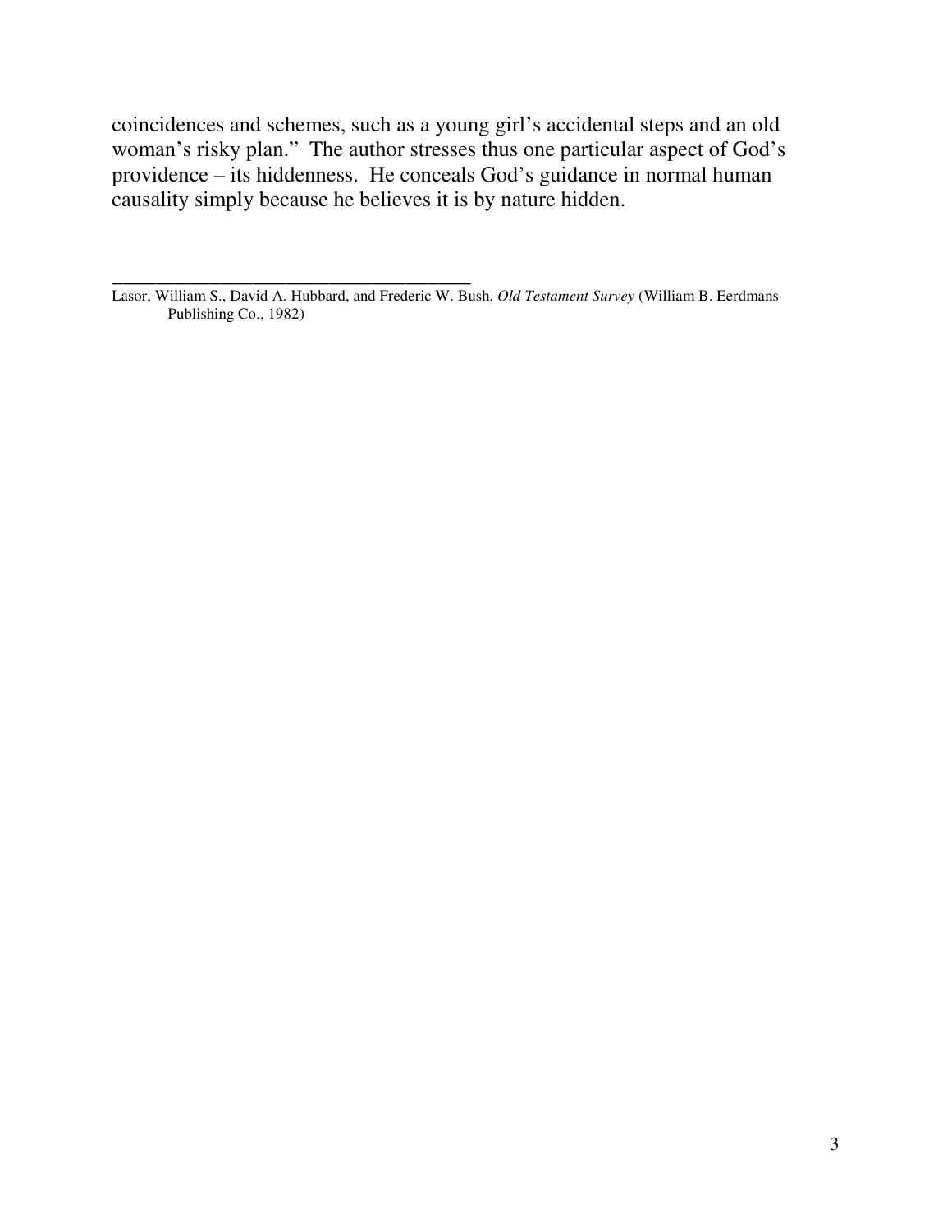coincidences and schemes, such as a young girl's accidental steps and an old woman's risky plan." The author stresses thus one particular aspect of God's providence – its hiddenness. He conceals God's guidance in normal human causality simply because he believes it is by nature hidden.

---

Lasor, William S., David A. Hubbard, and Frederic W. Bush, *Old Testament Survey* (William B. Eerdmans Publishing Co., 1982)